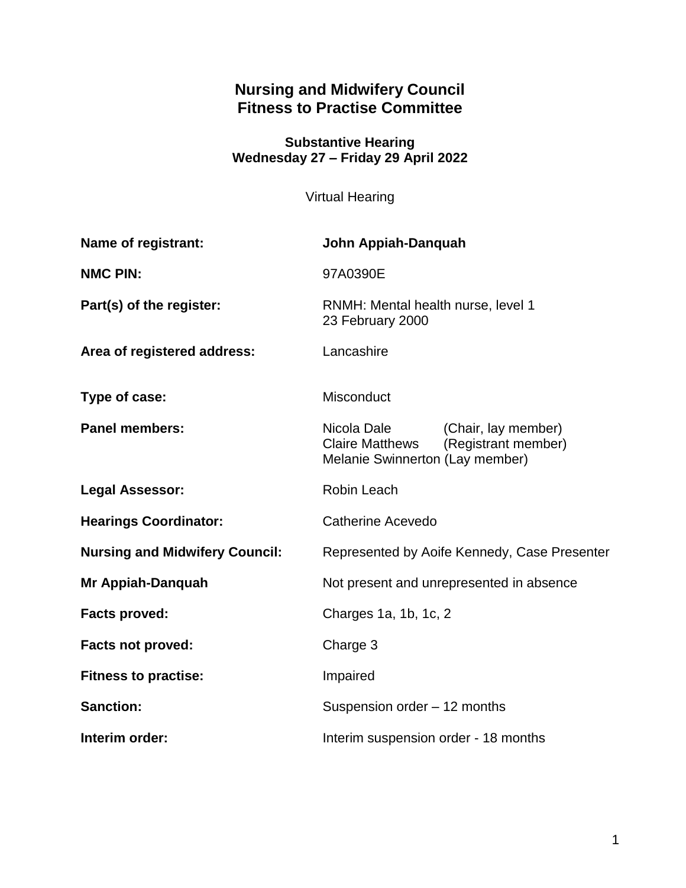# Nursing and Midwifery Council
# Fitness to Practise Committee

**Substantive Hearing**
**Wednesday 27 – Friday 29 April 2022**

Virtual Hearing

| | |
|---|---|
| **Name of registrant:** | **John Appiah-Danquah** |
| **NMC PIN:** | 97A0390E |
| **Part(s) of the register:** | RNMH: Mental health nurse, level 1<br>23 February 2000 |
| **Area of registered address:** | Lancashire |
| **Type of case:** | Misconduct |
| **Panel members:** | Nicola Dale (Chair, lay member)<br>Claire Matthews (Registrant member)<br>Melanie Swinnerton (Lay member) |
| **Legal Assessor:** | Robin Leach |
| **Hearings Coordinator:** | Catherine Acevedo |
| **Nursing and Midwifery Council:** | Represented by Aoife Kennedy, Case Presenter |
| **Mr Appiah-Danquah** | Not present and unrepresented in absence |
| **Facts proved:** | Charges 1a, 1b, 1c, 2 |
| **Facts not proved:** | Charge 3 |
| **Fitness to practise:** | Impaired |
| **Sanction:** | Suspension order – 12 months |
| **Interim order:** | Interim suspension order - 18 months |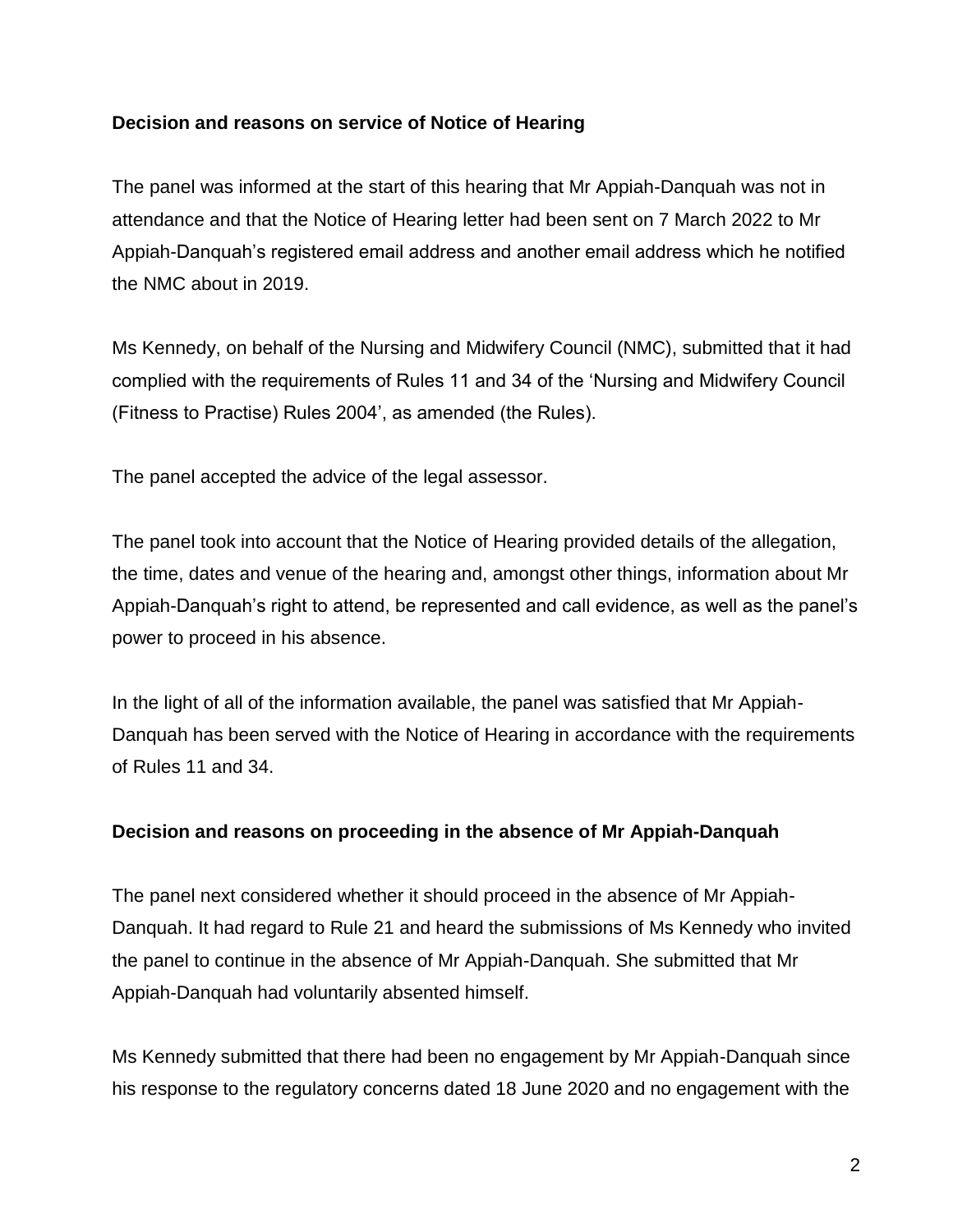**Decision and reasons on service of Notice of Hearing**

The panel was informed at the start of this hearing that Mr Appiah-Danquah was not in attendance and that the Notice of Hearing letter had been sent on 7 March 2022 to Mr Appiah-Danquah's registered email address and another email address which he notified the NMC about in 2019.

Ms Kennedy, on behalf of the Nursing and Midwifery Council (NMC), submitted that it had complied with the requirements of Rules 11 and 34 of the 'Nursing and Midwifery Council (Fitness to Practise) Rules 2004', as amended (the Rules).

The panel accepted the advice of the legal assessor.

The panel took into account that the Notice of Hearing provided details of the allegation, the time, dates and venue of the hearing and, amongst other things, information about Mr Appiah-Danquah's right to attend, be represented and call evidence, as well as the panel's power to proceed in his absence.

In the light of all of the information available, the panel was satisfied that Mr Appiah-Danquah has been served with the Notice of Hearing in accordance with the requirements of Rules 11 and 34.

**Decision and reasons on proceeding in the absence of Mr Appiah-Danquah**

The panel next considered whether it should proceed in the absence of Mr Appiah-Danquah. It had regard to Rule 21 and heard the submissions of Ms Kennedy who invited the panel to continue in the absence of Mr Appiah-Danquah. She submitted that Mr Appiah-Danquah had voluntarily absented himself.

Ms Kennedy submitted that there had been no engagement by Mr Appiah-Danquah since his response to the regulatory concerns dated 18 June 2020 and no engagement with the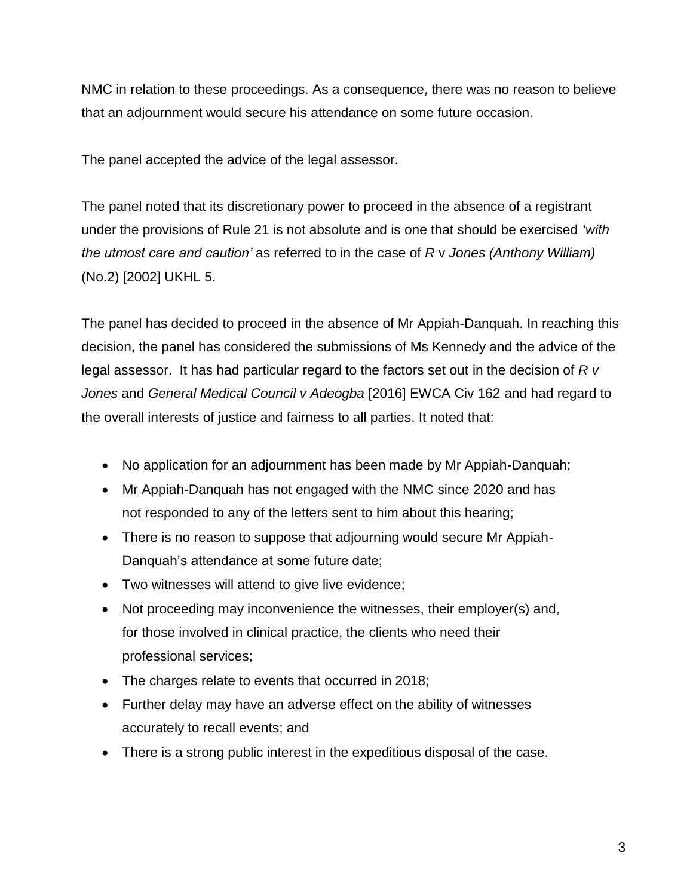NMC in relation to these proceedings. As a consequence, there was no reason to believe that an adjournment would secure his attendance on some future occasion.

The panel accepted the advice of the legal assessor.

The panel noted that its discretionary power to proceed in the absence of a registrant under the provisions of Rule 21 is not absolute and is one that should be exercised *'with the utmost care and caution'* as referred to in the case of *R* v *Jones (Anthony William)* (No.2) [2002] UKHL 5.

The panel has decided to proceed in the absence of Mr Appiah-Danquah. In reaching this decision, the panel has considered the submissions of Ms Kennedy and the advice of the legal assessor. It has had particular regard to the factors set out in the decision of *R v Jones* and *General Medical Council v Adeogba* [2016] EWCA Civ 162 and had regard to the overall interests of justice and fairness to all parties. It noted that:

- No application for an adjournment has been made by Mr Appiah-Danquah;
- Mr Appiah-Danquah has not engaged with the NMC since 2020 and has not responded to any of the letters sent to him about this hearing;
- There is no reason to suppose that adjourning would secure Mr Appiah-Danquah's attendance at some future date;
- Two witnesses will attend to give live evidence;
- Not proceeding may inconvenience the witnesses, their employer(s) and, for those involved in clinical practice, the clients who need their professional services;
- The charges relate to events that occurred in 2018;
- Further delay may have an adverse effect on the ability of witnesses accurately to recall events; and
- There is a strong public interest in the expeditious disposal of the case.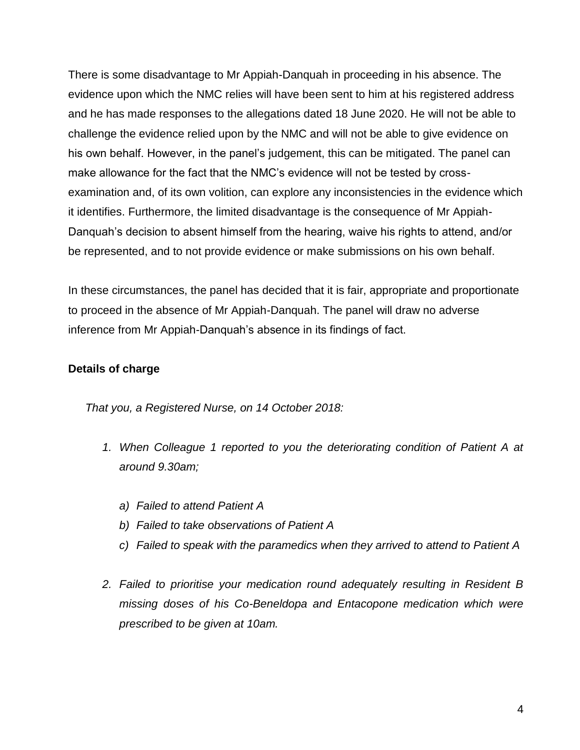There is some disadvantage to Mr Appiah-Danquah in proceeding in his absence. The evidence upon which the NMC relies will have been sent to him at his registered address and he has made responses to the allegations dated 18 June 2020. He will not be able to challenge the evidence relied upon by the NMC and will not be able to give evidence on his own behalf. However, in the panel's judgement, this can be mitigated. The panel can make allowance for the fact that the NMC's evidence will not be tested by cross-examination and, of its own volition, can explore any inconsistencies in the evidence which it identifies. Furthermore, the limited disadvantage is the consequence of Mr Appiah-Danquah's decision to absent himself from the hearing, waive his rights to attend, and/or be represented, and to not provide evidence or make submissions on his own behalf.

In these circumstances, the panel has decided that it is fair, appropriate and proportionate to proceed in the absence of Mr Appiah-Danquah. The panel will draw no adverse inference from Mr Appiah-Danquah's absence in its findings of fact.

**Details of charge**

*That you, a Registered Nurse, on 14 October 2018:*

1. *When Colleague 1 reported to you the deteriorating condition of Patient A at around 9.30am;*

    a) *Failed to attend Patient A*
    b) *Failed to take observations of Patient A*
    c) *Failed to speak with the paramedics when they arrived to attend to Patient A*

2. *Failed to prioritise your medication round adequately resulting in Resident B missing doses of his Co-Beneldopa and Entacopone medication which were prescribed to be given at 10am.*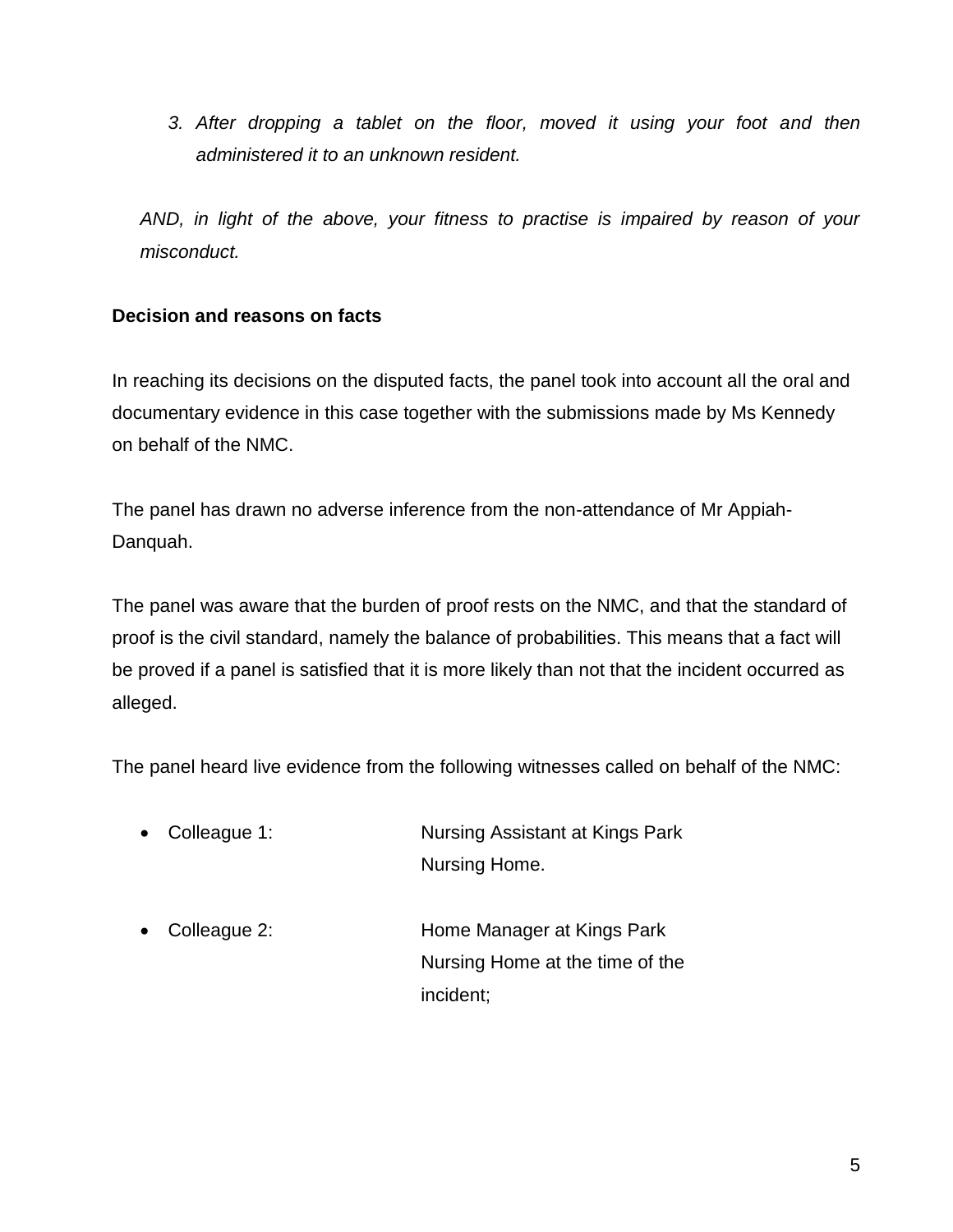3. *After dropping a tablet on the floor, moved it using your foot and then administered it to an unknown resident.*

*AND, in light of the above, your fitness to practise is impaired by reason of your misconduct.*

**Decision and reasons on facts**

In reaching its decisions on the disputed facts, the panel took into account all the oral and documentary evidence in this case together with the submissions made by Ms Kennedy on behalf of the NMC.

The panel has drawn no adverse inference from the non-attendance of Mr Appiah-Danquah.

The panel was aware that the burden of proof rests on the NMC, and that the standard of proof is the civil standard, namely the balance of probabilities. This means that a fact will be proved if a panel is satisfied that it is more likely than not that the incident occurred as alleged.

The panel heard live evidence from the following witnesses called on behalf of the NMC:

- Colleague 1: Nursing Assistant at Kings Park Nursing Home.
- Colleague 2: Home Manager at Kings Park Nursing Home at the time of the incident;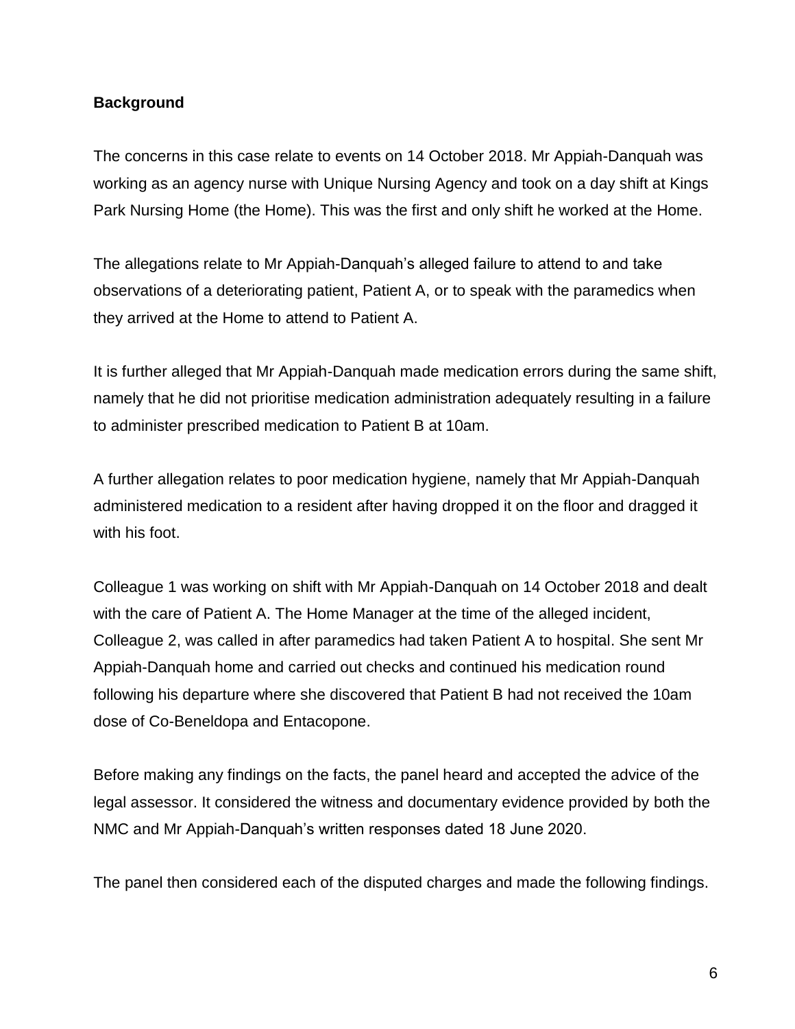**Background**

The concerns in this case relate to events on 14 October 2018. Mr Appiah-Danquah was working as an agency nurse with Unique Nursing Agency and took on a day shift at Kings Park Nursing Home (the Home). This was the first and only shift he worked at the Home.

The allegations relate to Mr Appiah-Danquah's alleged failure to attend to and take observations of a deteriorating patient, Patient A, or to speak with the paramedics when they arrived at the Home to attend to Patient A.

It is further alleged that Mr Appiah-Danquah made medication errors during the same shift, namely that he did not prioritise medication administration adequately resulting in a failure to administer prescribed medication to Patient B at 10am.

A further allegation relates to poor medication hygiene, namely that Mr Appiah-Danquah administered medication to a resident after having dropped it on the floor and dragged it with his foot.

Colleague 1 was working on shift with Mr Appiah-Danquah on 14 October 2018 and dealt with the care of Patient A. The Home Manager at the time of the alleged incident, Colleague 2, was called in after paramedics had taken Patient A to hospital. She sent Mr Appiah-Danquah home and carried out checks and continued his medication round following his departure where she discovered that Patient B had not received the 10am dose of Co-Beneldopa and Entacopone.

Before making any findings on the facts, the panel heard and accepted the advice of the legal assessor. It considered the witness and documentary evidence provided by both the NMC and Mr Appiah-Danquah's written responses dated 18 June 2020.

The panel then considered each of the disputed charges and made the following findings.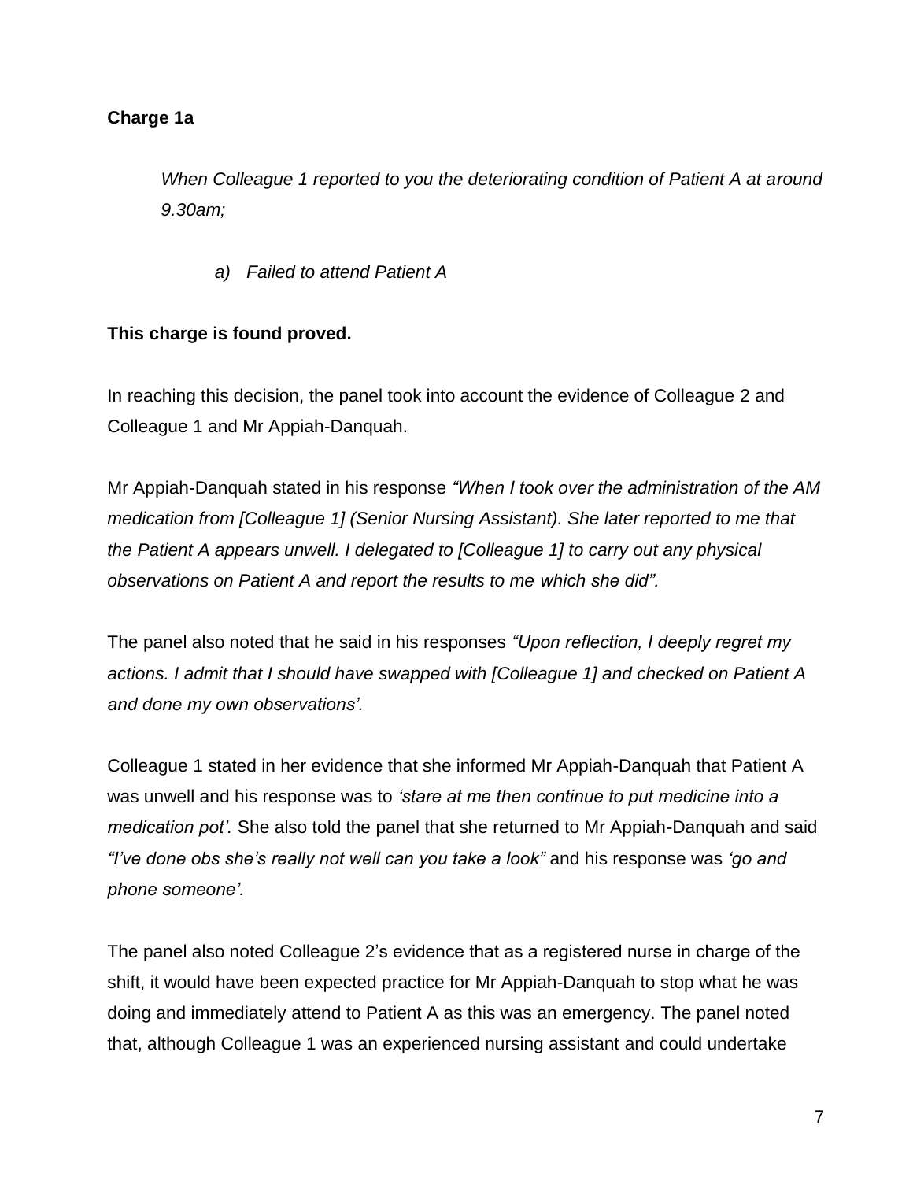**Charge 1a**

> *When Colleague 1 reported to you the deteriorating condition of Patient A at around 9.30am;*
>
> *a) Failed to attend Patient A*

**This charge is found proved.**

In reaching this decision, the panel took into account the evidence of Colleague 2 and Colleague 1 and Mr Appiah-Danquah.

Mr Appiah-Danquah stated in his response *"When I took over the administration of the AM medication from [Colleague 1] (Senior Nursing Assistant). She later reported to me that the Patient A appears unwell. I delegated to [Colleague 1] to carry out any physical observations on Patient A and report the results to me which she did".*

The panel also noted that he said in his responses *"Upon reflection, I deeply regret my actions. I admit that I should have swapped with [Colleague 1] and checked on Patient A and done my own observations'.*

Colleague 1 stated in her evidence that she informed Mr Appiah-Danquah that Patient A was unwell and his response was to *'stare at me then continue to put medicine into a medication pot'.* She also told the panel that she returned to Mr Appiah-Danquah and said *"I've done obs she's really not well can you take a look"* and his response was *'go and phone someone'.*

The panel also noted Colleague 2's evidence that as a registered nurse in charge of the shift, it would have been expected practice for Mr Appiah-Danquah to stop what he was doing and immediately attend to Patient A as this was an emergency. The panel noted that, although Colleague 1 was an experienced nursing assistant and could undertake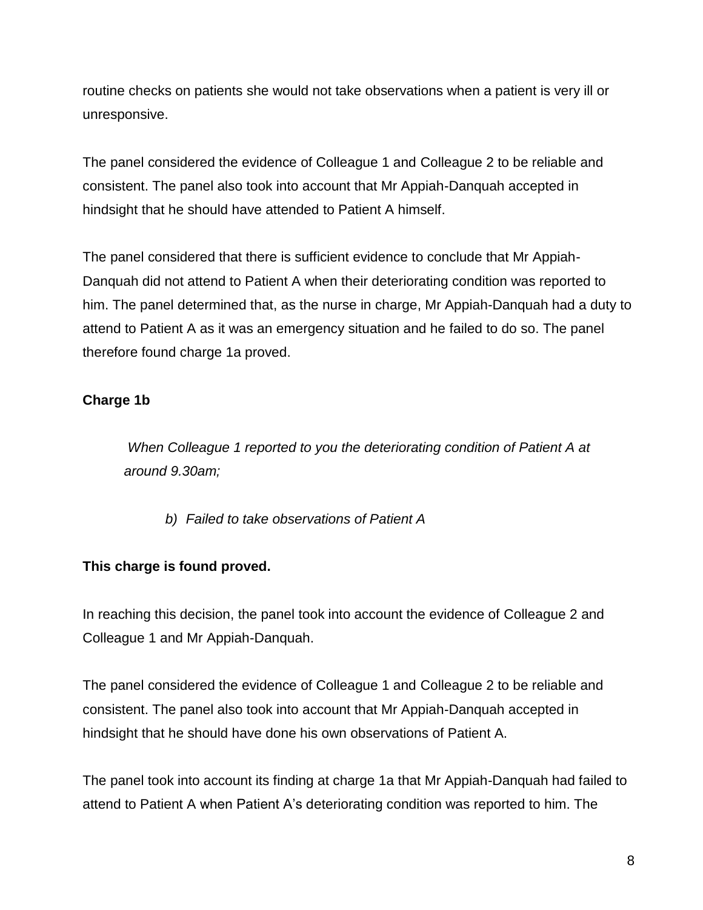routine checks on patients she would not take observations when a patient is very ill or unresponsive.

The panel considered the evidence of Colleague 1 and Colleague 2 to be reliable and consistent. The panel also took into account that Mr Appiah-Danquah accepted in hindsight that he should have attended to Patient A himself.

The panel considered that there is sufficient evidence to conclude that Mr Appiah-Danquah did not attend to Patient A when their deteriorating condition was reported to him. The panel determined that, as the nurse in charge, Mr Appiah-Danquah had a duty to attend to Patient A as it was an emergency situation and he failed to do so. The panel therefore found charge 1a proved.

**Charge 1b**

> *When Colleague 1 reported to you the deteriorating condition of Patient A at around 9.30am;*
>
> > *b) Failed to take observations of Patient A*

**This charge is found proved.**

In reaching this decision, the panel took into account the evidence of Colleague 2 and Colleague 1 and Mr Appiah-Danquah.

The panel considered the evidence of Colleague 1 and Colleague 2 to be reliable and consistent. The panel also took into account that Mr Appiah-Danquah accepted in hindsight that he should have done his own observations of Patient A.

The panel took into account its finding at charge 1a that Mr Appiah-Danquah had failed to attend to Patient A when Patient A's deteriorating condition was reported to him. The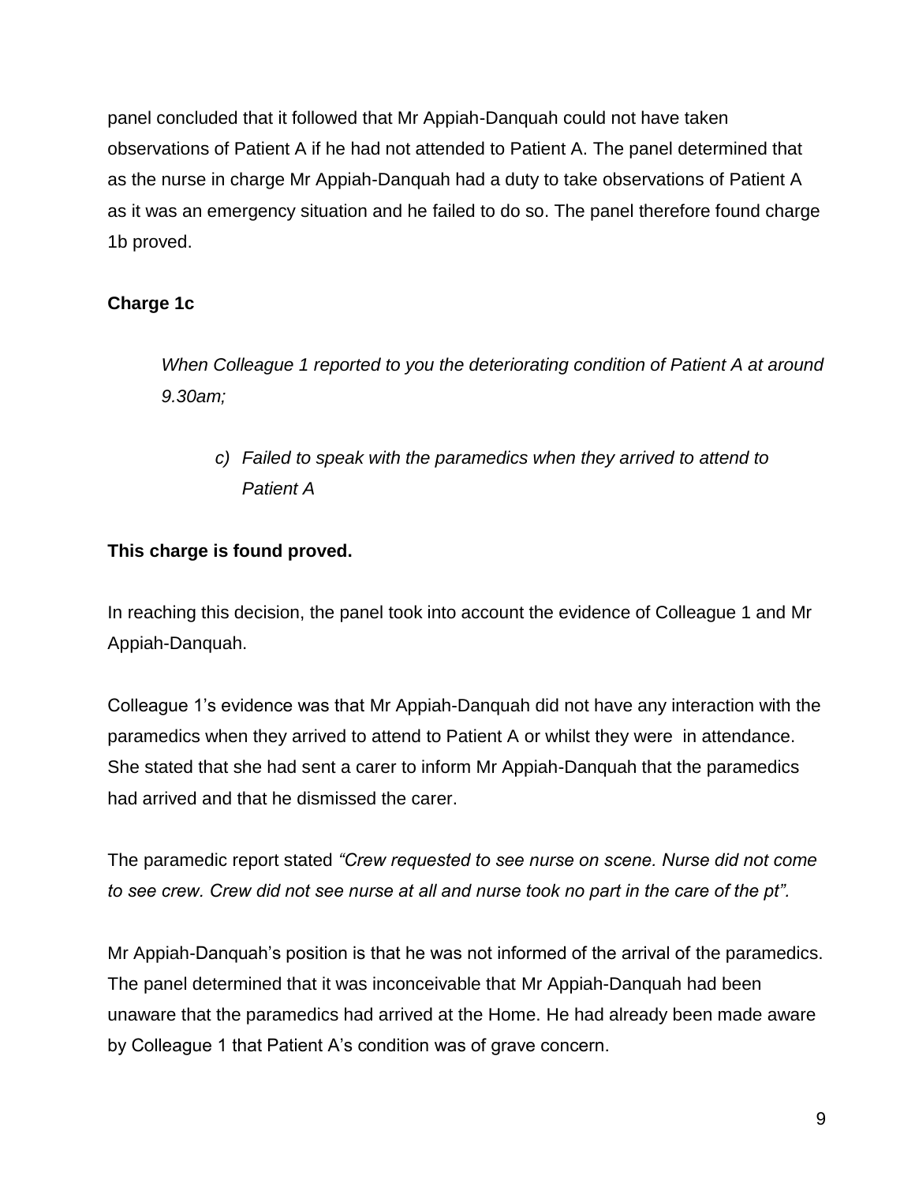panel concluded that it followed that Mr Appiah-Danquah could not have taken observations of Patient A if he had not attended to Patient A. The panel determined that as the nurse in charge Mr Appiah-Danquah had a duty to take observations of Patient A as it was an emergency situation and he failed to do so. The panel therefore found charge 1b proved.

**Charge 1c**

> *When Colleague 1 reported to you the deteriorating condition of Patient A at around 9.30am;*
>
> > *c) Failed to speak with the paramedics when they arrived to attend to Patient A*

**This charge is found proved.**

In reaching this decision, the panel took into account the evidence of Colleague 1 and Mr Appiah-Danquah.

Colleague 1's evidence was that Mr Appiah-Danquah did not have any interaction with the paramedics when they arrived to attend to Patient A or whilst they were in attendance. She stated that she had sent a carer to inform Mr Appiah-Danquah that the paramedics had arrived and that he dismissed the carer.

The paramedic report stated *"Crew requested to see nurse on scene. Nurse did not come to see crew. Crew did not see nurse at all and nurse took no part in the care of the pt".*

Mr Appiah-Danquah's position is that he was not informed of the arrival of the paramedics. The panel determined that it was inconceivable that Mr Appiah-Danquah had been unaware that the paramedics had arrived at the Home. He had already been made aware by Colleague 1 that Patient A's condition was of grave concern.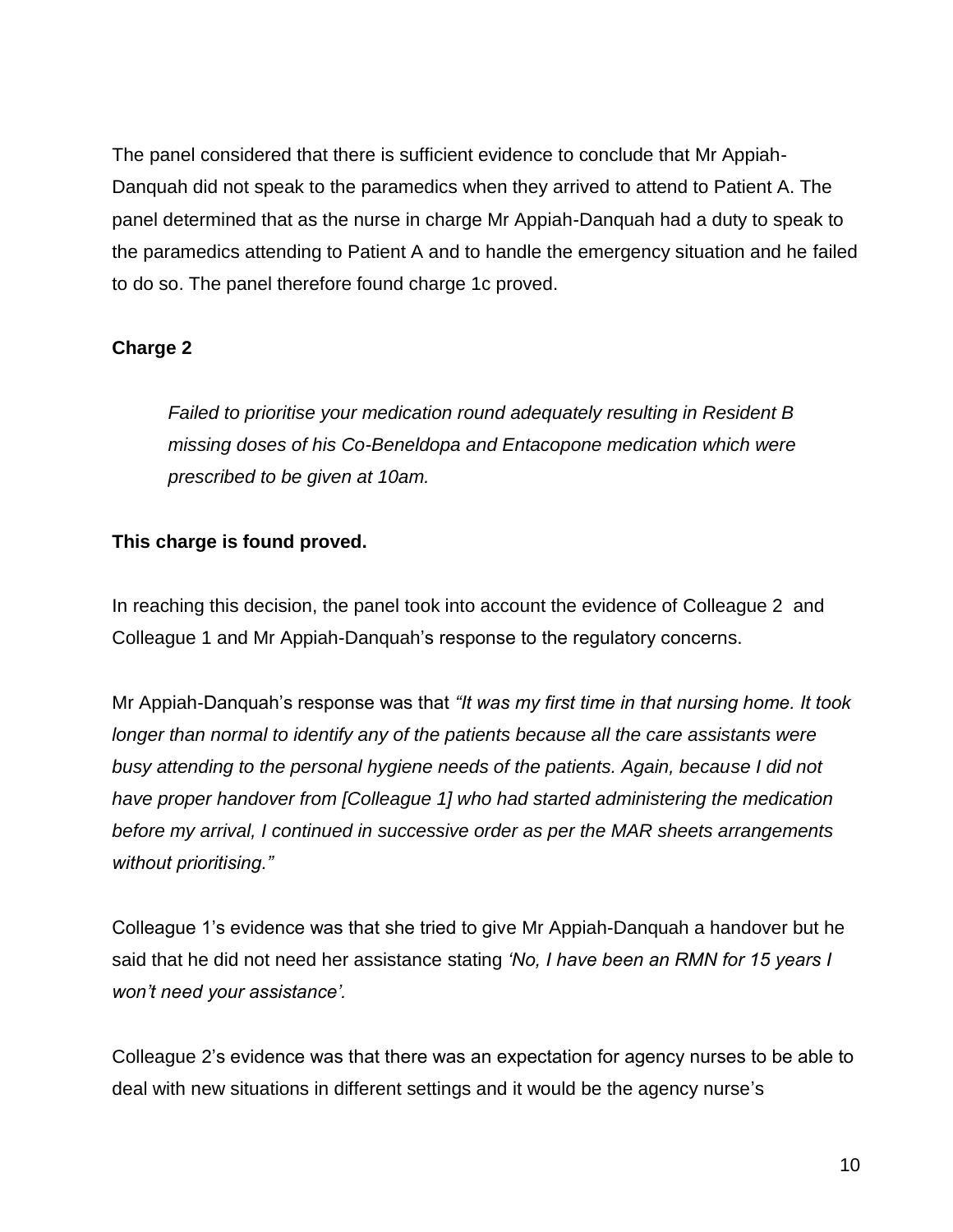The panel considered that there is sufficient evidence to conclude that Mr Appiah-Danquah did not speak to the paramedics when they arrived to attend to Patient A. The panel determined that as the nurse in charge Mr Appiah-Danquah had a duty to speak to the paramedics attending to Patient A and to handle the emergency situation and he failed to do so. The panel therefore found charge 1c proved.

**Charge 2**

> *Failed to prioritise your medication round adequately resulting in Resident B missing doses of his Co-Beneldopa and Entacopone medication which were prescribed to be given at 10am.*

**This charge is found proved.**

In reaching this decision, the panel took into account the evidence of Colleague 2 and Colleague 1 and Mr Appiah-Danquah's response to the regulatory concerns.

Mr Appiah-Danquah's response was that *"It was my first time in that nursing home. It took longer than normal to identify any of the patients because all the care assistants were busy attending to the personal hygiene needs of the patients. Again, because I did not have proper handover from [Colleague 1] who had started administering the medication before my arrival, I continued in successive order as per the MAR sheets arrangements without prioritising."*

Colleague 1's evidence was that she tried to give Mr Appiah-Danquah a handover but he said that he did not need her assistance stating *'No, I have been an RMN for 15 years I won't need your assistance'.*

Colleague 2's evidence was that there was an expectation for agency nurses to be able to deal with new situations in different settings and it would be the agency nurse's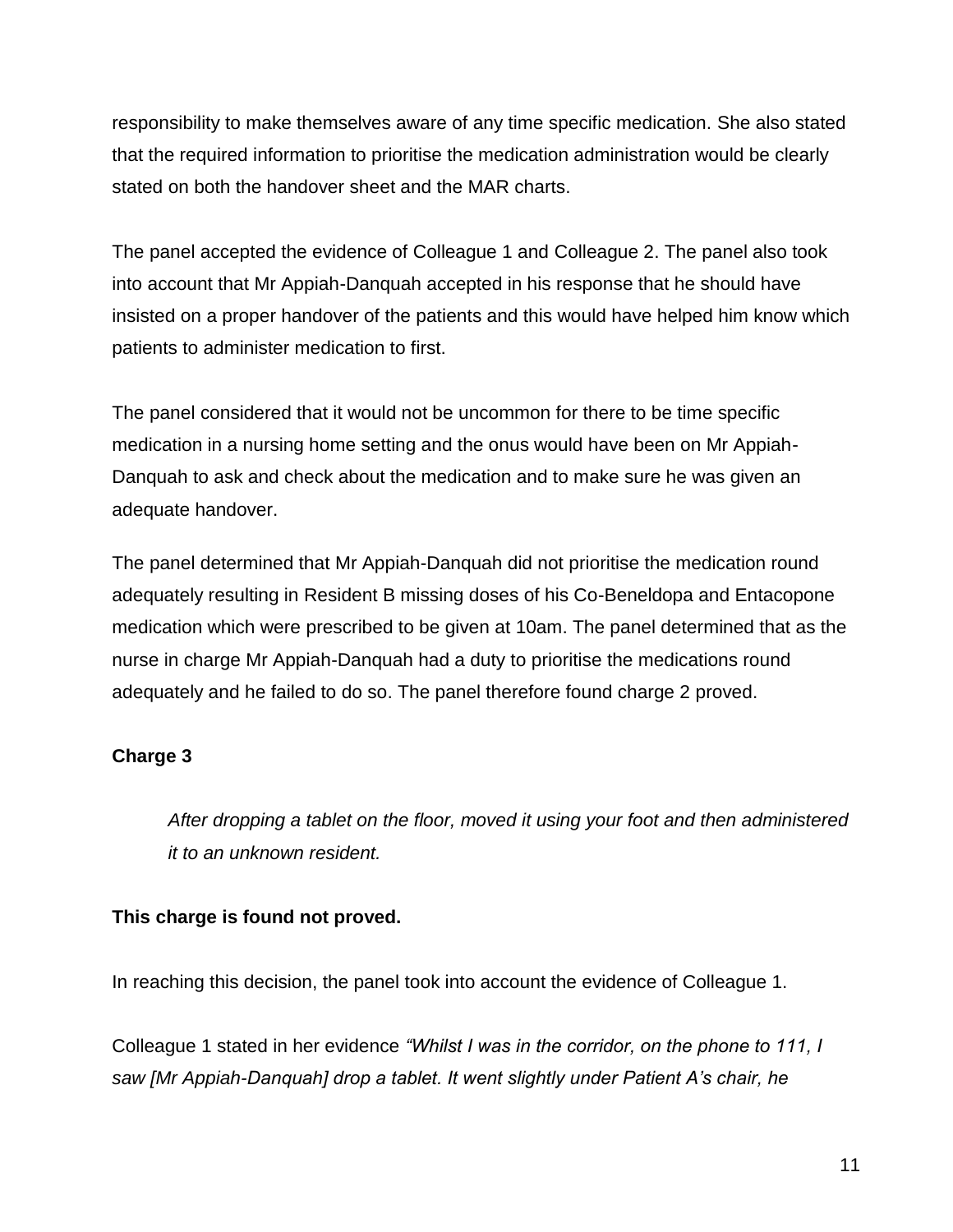responsibility to make themselves aware of any time specific medication. She also stated that the required information to prioritise the medication administration would be clearly stated on both the handover sheet and the MAR charts.

The panel accepted the evidence of Colleague 1 and Colleague 2. The panel also took into account that Mr Appiah-Danquah accepted in his response that he should have insisted on a proper handover of the patients and this would have helped him know which patients to administer medication to first.

The panel considered that it would not be uncommon for there to be time specific medication in a nursing home setting and the onus would have been on Mr Appiah-Danquah to ask and check about the medication and to make sure he was given an adequate handover.

The panel determined that Mr Appiah-Danquah did not prioritise the medication round adequately resulting in Resident B missing doses of his Co-Beneldopa and Entacopone medication which were prescribed to be given at 10am. The panel determined that as the nurse in charge Mr Appiah-Danquah had a duty to prioritise the medications round adequately and he failed to do so. The panel therefore found charge 2 proved.

**Charge 3**

> *After dropping a tablet on the floor, moved it using your foot and then administered it to an unknown resident.*

**This charge is found not proved.**

In reaching this decision, the panel took into account the evidence of Colleague 1.

Colleague 1 stated in her evidence *"Whilst I was in the corridor, on the phone to 111, I saw [Mr Appiah-Danquah] drop a tablet. It went slightly under Patient A's chair, he*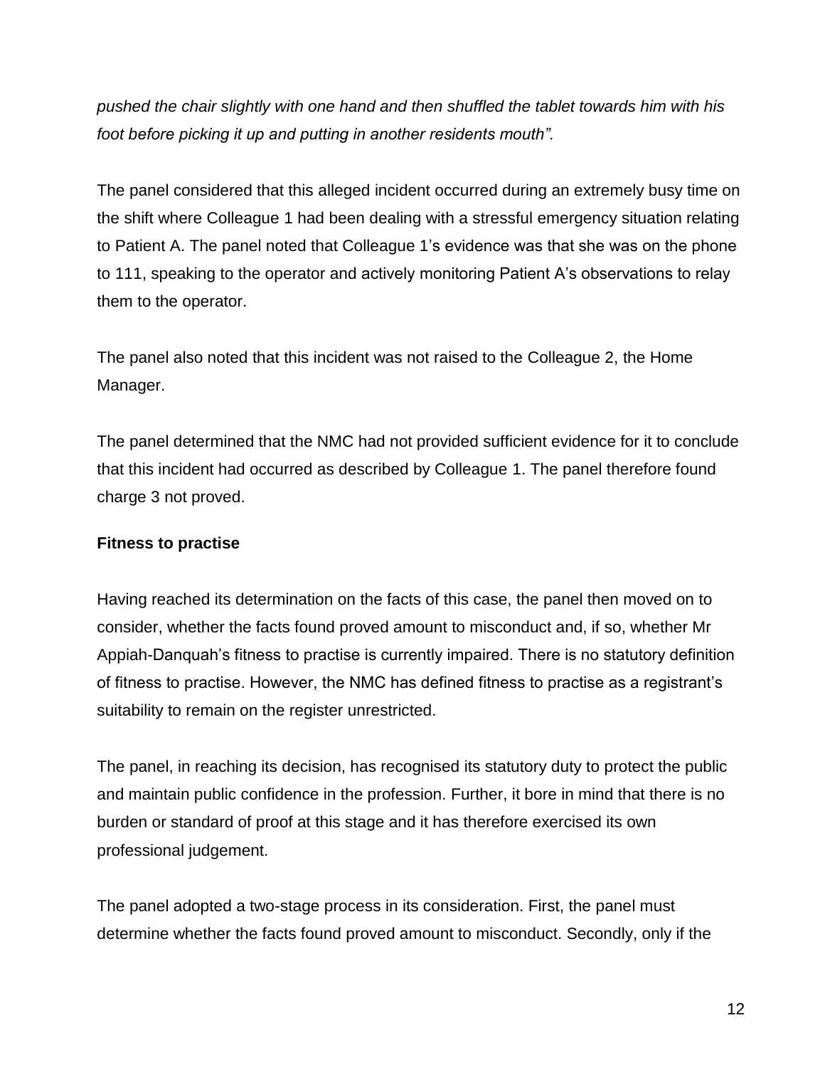*pushed the chair slightly with one hand and then shuffled the tablet towards him with his foot before picking it up and putting in another residents mouth".*

The panel considered that this alleged incident occurred during an extremely busy time on the shift where Colleague 1 had been dealing with a stressful emergency situation relating to Patient A. The panel noted that Colleague 1's evidence was that she was on the phone to 111, speaking to the operator and actively monitoring Patient A's observations to relay them to the operator.

The panel also noted that this incident was not raised to the Colleague 2, the Home Manager.

The panel determined that the NMC had not provided sufficient evidence for it to conclude that this incident had occurred as described by Colleague 1. The panel therefore found charge 3 not proved.

**Fitness to practise**

Having reached its determination on the facts of this case, the panel then moved on to consider, whether the facts found proved amount to misconduct and, if so, whether Mr Appiah-Danquah's fitness to practise is currently impaired. There is no statutory definition of fitness to practise. However, the NMC has defined fitness to practise as a registrant's suitability to remain on the register unrestricted.

The panel, in reaching its decision, has recognised its statutory duty to protect the public and maintain public confidence in the profession. Further, it bore in mind that there is no burden or standard of proof at this stage and it has therefore exercised its own professional judgement.

The panel adopted a two-stage process in its consideration. First, the panel must determine whether the facts found proved amount to misconduct. Secondly, only if the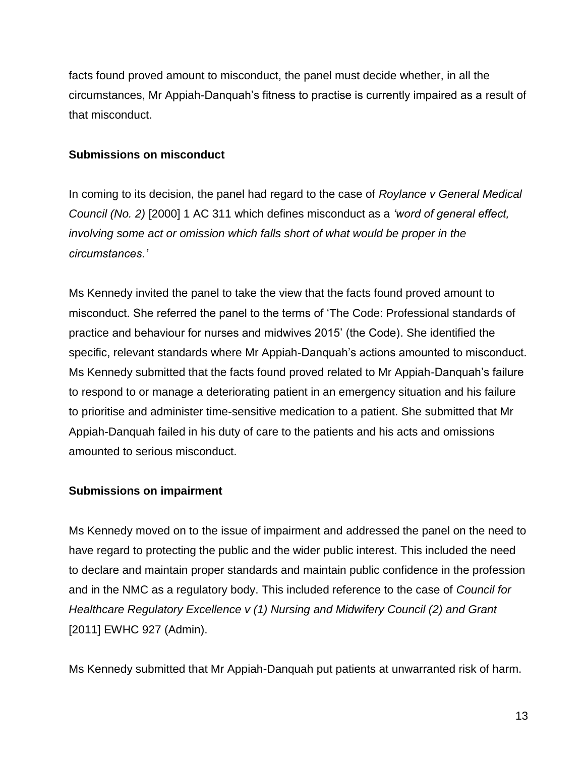facts found proved amount to misconduct, the panel must decide whether, in all the circumstances, Mr Appiah-Danquah's fitness to practise is currently impaired as a result of that misconduct.

**Submissions on misconduct**

In coming to its decision, the panel had regard to the case of *Roylance v General Medical Council (No. 2)* [2000] 1 AC 311 which defines misconduct as a *'word of general effect, involving some act or omission which falls short of what would be proper in the circumstances.'*

Ms Kennedy invited the panel to take the view that the facts found proved amount to misconduct. She referred the panel to the terms of 'The Code: Professional standards of practice and behaviour for nurses and midwives 2015' (the Code). She identified the specific, relevant standards where Mr Appiah-Danquah's actions amounted to misconduct. Ms Kennedy submitted that the facts found proved related to Mr Appiah-Danquah's failure to respond to or manage a deteriorating patient in an emergency situation and his failure to prioritise and administer time-sensitive medication to a patient. She submitted that Mr Appiah-Danquah failed in his duty of care to the patients and his acts and omissions amounted to serious misconduct.

**Submissions on impairment**

Ms Kennedy moved on to the issue of impairment and addressed the panel on the need to have regard to protecting the public and the wider public interest. This included the need to declare and maintain proper standards and maintain public confidence in the profession and in the NMC as a regulatory body. This included reference to the case of *Council for Healthcare Regulatory Excellence v (1) Nursing and Midwifery Council (2) and Grant* [2011] EWHC 927 (Admin).

Ms Kennedy submitted that Mr Appiah-Danquah put patients at unwarranted risk of harm.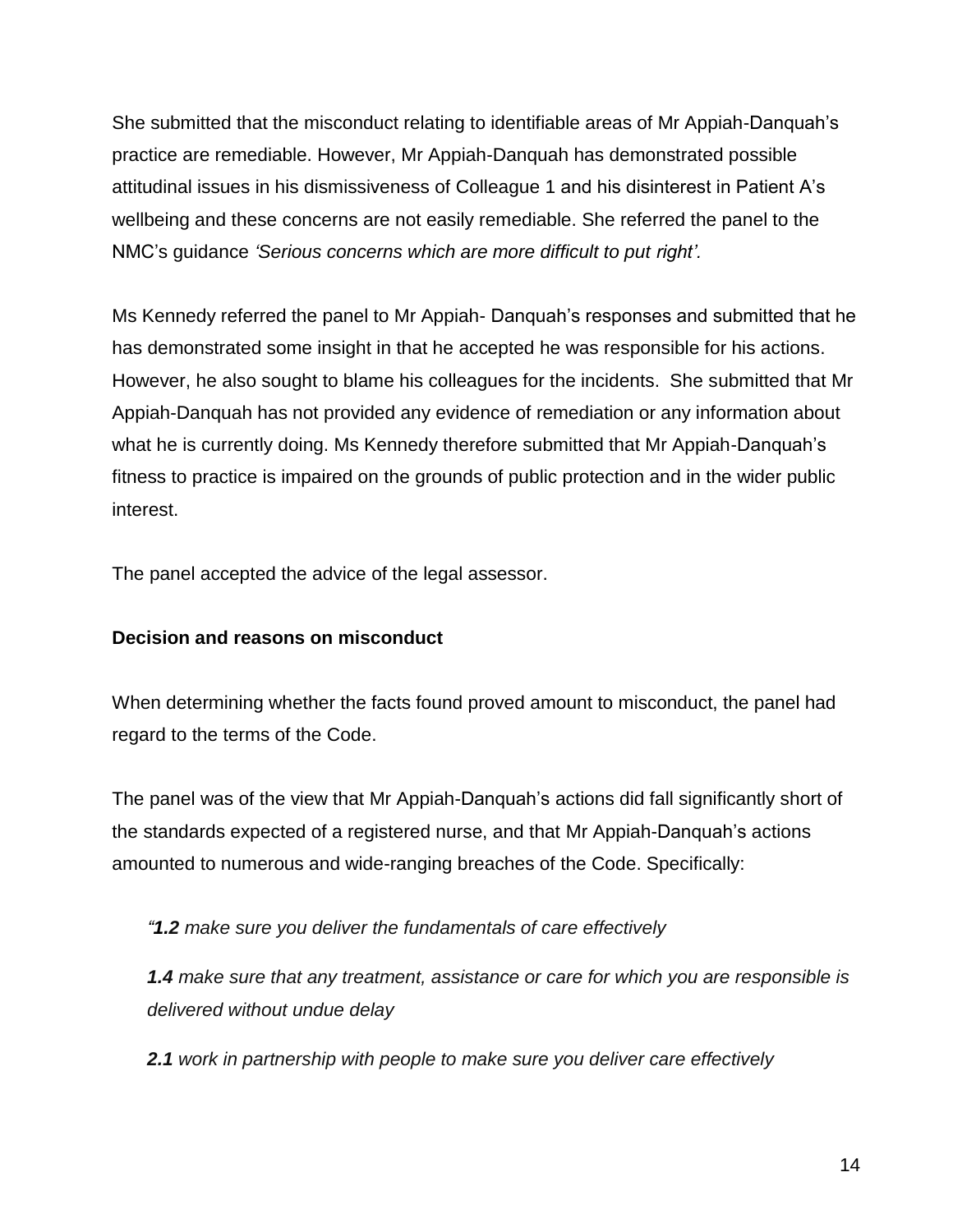She submitted that the misconduct relating to identifiable areas of Mr Appiah-Danquah's practice are remediable. However, Mr Appiah-Danquah has demonstrated possible attitudinal issues in his dismissiveness of Colleague 1 and his disinterest in Patient A's wellbeing and these concerns are not easily remediable. She referred the panel to the NMC's guidance *'Serious concerns which are more difficult to put right'.*

Ms Kennedy referred the panel to Mr Appiah- Danquah's responses and submitted that he has demonstrated some insight in that he accepted he was responsible for his actions. However, he also sought to blame his colleagues for the incidents. She submitted that Mr Appiah-Danquah has not provided any evidence of remediation or any information about what he is currently doing. Ms Kennedy therefore submitted that Mr Appiah-Danquah's fitness to practice is impaired on the grounds of public protection and in the wider public interest.

The panel accepted the advice of the legal assessor.

**Decision and reasons on misconduct**

When determining whether the facts found proved amount to misconduct, the panel had regard to the terms of the Code.

The panel was of the view that Mr Appiah-Danquah's actions did fall significantly short of the standards expected of a registered nurse, and that Mr Appiah-Danquah's actions amounted to numerous and wide-ranging breaches of the Code. Specifically:

*"**1.2** make sure you deliver the fundamentals of care effectively*

***1.4** make sure that any treatment, assistance or care for which you are responsible is delivered without undue delay*

***2.1** work in partnership with people to make sure you deliver care effectively*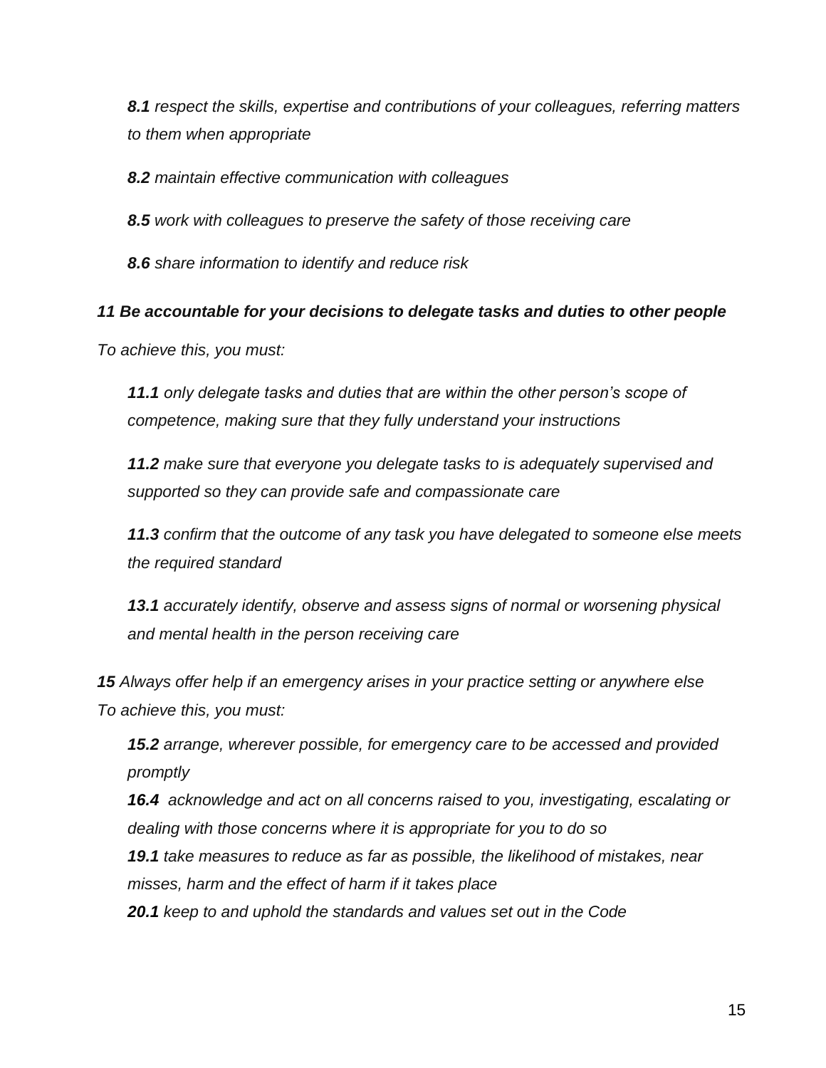***8.1*** *respect the skills, expertise and contributions of your colleagues, referring matters to them when appropriate*

***8.2*** *maintain effective communication with colleagues*

***8.5*** *work with colleagues to preserve the safety of those receiving care*

***8.6*** *share information to identify and reduce risk*

***11 Be accountable for your decisions to delegate tasks and duties to other people***

*To achieve this, you must:*

***11.1*** *only delegate tasks and duties that are within the other person's scope of competence, making sure that they fully understand your instructions*

***11.2*** *make sure that everyone you delegate tasks to is adequately supervised and supported so they can provide safe and compassionate care*

***11.3*** *confirm that the outcome of any task you have delegated to someone else meets the required standard*

***13.1*** *accurately identify, observe and assess signs of normal or worsening physical and mental health in the person receiving care*

***15*** *Always offer help if an emergency arises in your practice setting or anywhere else*
*To achieve this, you must:*

***15.2*** *arrange, wherever possible, for emergency care to be accessed and provided promptly*

***16.4*** *acknowledge and act on all concerns raised to you, investigating, escalating or dealing with those concerns where it is appropriate for you to do so*

***19.1*** *take measures to reduce as far as possible, the likelihood of mistakes, near misses, harm and the effect of harm if it takes place*

***20.1*** *keep to and uphold the standards and values set out in the Code*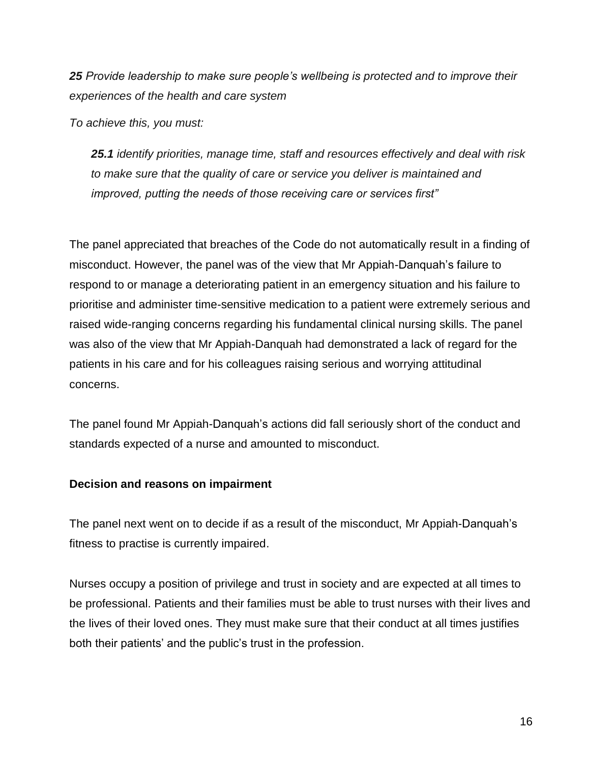***25** Provide leadership to make sure people's wellbeing is protected and to improve their experiences of the health and care system*

*To achieve this, you must:*

> ***25.1** identify priorities, manage time, staff and resources effectively and deal with risk to make sure that the quality of care or service you deliver is maintained and improved, putting the needs of those receiving care or services first"*

The panel appreciated that breaches of the Code do not automatically result in a finding of misconduct. However, the panel was of the view that Mr Appiah-Danquah's failure to respond to or manage a deteriorating patient in an emergency situation and his failure to prioritise and administer time-sensitive medication to a patient were extremely serious and raised wide-ranging concerns regarding his fundamental clinical nursing skills. The panel was also of the view that Mr Appiah-Danquah had demonstrated a lack of regard for the patients in his care and for his colleagues raising serious and worrying attitudinal concerns.

The panel found Mr Appiah-Danquah's actions did fall seriously short of the conduct and standards expected of a nurse and amounted to misconduct.

**Decision and reasons on impairment**

The panel next went on to decide if as a result of the misconduct, Mr Appiah-Danquah's fitness to practise is currently impaired.

Nurses occupy a position of privilege and trust in society and are expected at all times to be professional. Patients and their families must be able to trust nurses with their lives and the lives of their loved ones. They must make sure that their conduct at all times justifies both their patients' and the public's trust in the profession.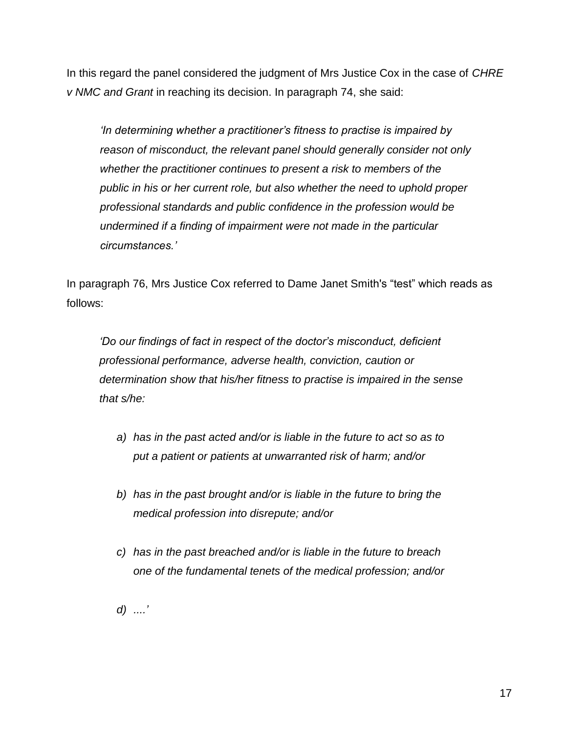In this regard the panel considered the judgment of Mrs Justice Cox in the case of *CHRE v NMC and Grant* in reaching its decision. In paragraph 74, she said:

> *'In determining whether a practitioner's fitness to practise is impaired by reason of misconduct, the relevant panel should generally consider not only whether the practitioner continues to present a risk to members of the public in his or her current role, but also whether the need to uphold proper professional standards and public confidence in the profession would be undermined if a finding of impairment were not made in the particular circumstances.'*

In paragraph 76, Mrs Justice Cox referred to Dame Janet Smith's "test" which reads as follows:

> *'Do our findings of fact in respect of the doctor's misconduct, deficient professional performance, adverse health, conviction, caution or determination show that his/her fitness to practise is impaired in the sense that s/he:*
>
> *a) has in the past acted and/or is liable in the future to act so as to put a patient or patients at unwarranted risk of harm; and/or*
>
> *b) has in the past brought and/or is liable in the future to bring the medical profession into disrepute; and/or*
>
> *c) has in the past breached and/or is liable in the future to breach one of the fundamental tenets of the medical profession; and/or*
>
> *d) ....'*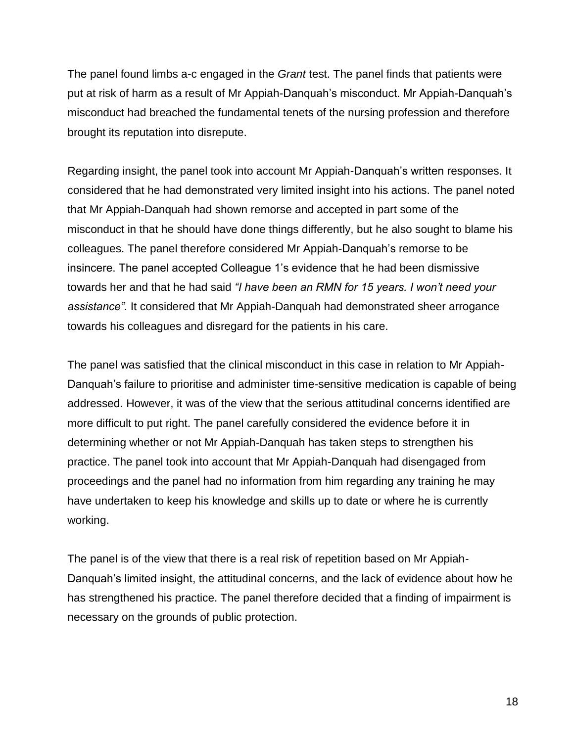The panel found limbs a-c engaged in the *Grant* test. The panel finds that patients were put at risk of harm as a result of Mr Appiah-Danquah's misconduct. Mr Appiah-Danquah's misconduct had breached the fundamental tenets of the nursing profession and therefore brought its reputation into disrepute.

Regarding insight, the panel took into account Mr Appiah-Danquah's written responses. It considered that he had demonstrated very limited insight into his actions. The panel noted that Mr Appiah-Danquah had shown remorse and accepted in part some of the misconduct in that he should have done things differently, but he also sought to blame his colleagues. The panel therefore considered Mr Appiah-Danquah's remorse to be insincere. The panel accepted Colleague 1's evidence that he had been dismissive towards her and that he had said *"I have been an RMN for 15 years. I won't need your assistance".* It considered that Mr Appiah-Danquah had demonstrated sheer arrogance towards his colleagues and disregard for the patients in his care.

The panel was satisfied that the clinical misconduct in this case in relation to Mr Appiah-Danquah's failure to prioritise and administer time-sensitive medication is capable of being addressed. However, it was of the view that the serious attitudinal concerns identified are more difficult to put right. The panel carefully considered the evidence before it in determining whether or not Mr Appiah-Danquah has taken steps to strengthen his practice. The panel took into account that Mr Appiah-Danquah had disengaged from proceedings and the panel had no information from him regarding any training he may have undertaken to keep his knowledge and skills up to date or where he is currently working.

The panel is of the view that there is a real risk of repetition based on Mr Appiah-Danquah's limited insight, the attitudinal concerns, and the lack of evidence about how he has strengthened his practice. The panel therefore decided that a finding of impairment is necessary on the grounds of public protection.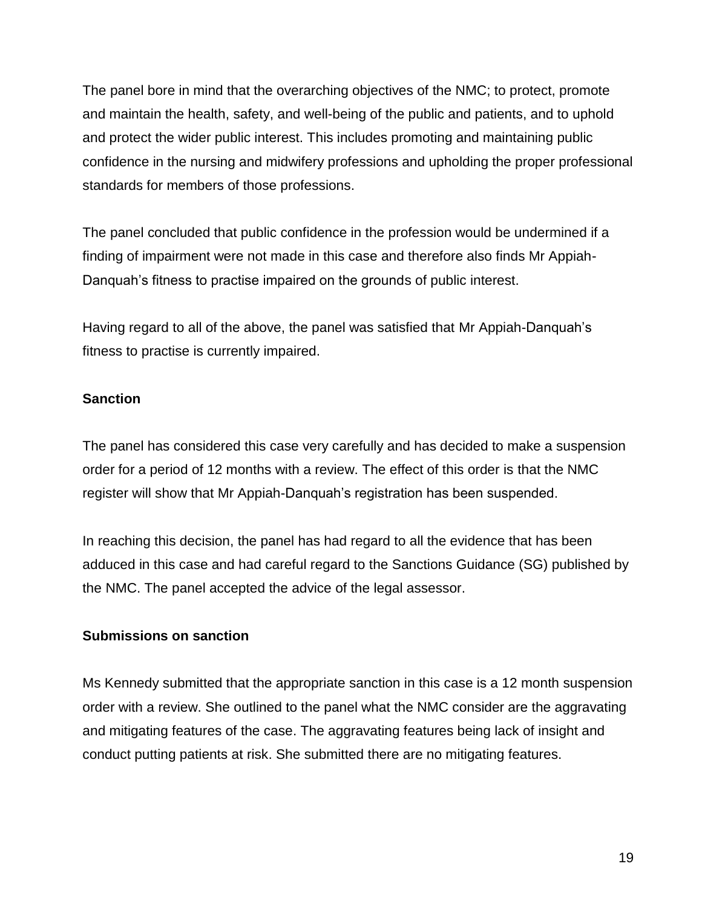The panel bore in mind that the overarching objectives of the NMC; to protect, promote and maintain the health, safety, and well-being of the public and patients, and to uphold and protect the wider public interest. This includes promoting and maintaining public confidence in the nursing and midwifery professions and upholding the proper professional standards for members of those professions.

The panel concluded that public confidence in the profession would be undermined if a finding of impairment were not made in this case and therefore also finds Mr Appiah-Danquah's fitness to practise impaired on the grounds of public interest.

Having regard to all of the above, the panel was satisfied that Mr Appiah-Danquah's fitness to practise is currently impaired.

**Sanction**

The panel has considered this case very carefully and has decided to make a suspension order for a period of 12 months with a review. The effect of this order is that the NMC register will show that Mr Appiah-Danquah's registration has been suspended.

In reaching this decision, the panel has had regard to all the evidence that has been adduced in this case and had careful regard to the Sanctions Guidance (SG) published by the NMC. The panel accepted the advice of the legal assessor.

**Submissions on sanction**

Ms Kennedy submitted that the appropriate sanction in this case is a 12 month suspension order with a review. She outlined to the panel what the NMC consider are the aggravating and mitigating features of the case. The aggravating features being lack of insight and conduct putting patients at risk. She submitted there are no mitigating features.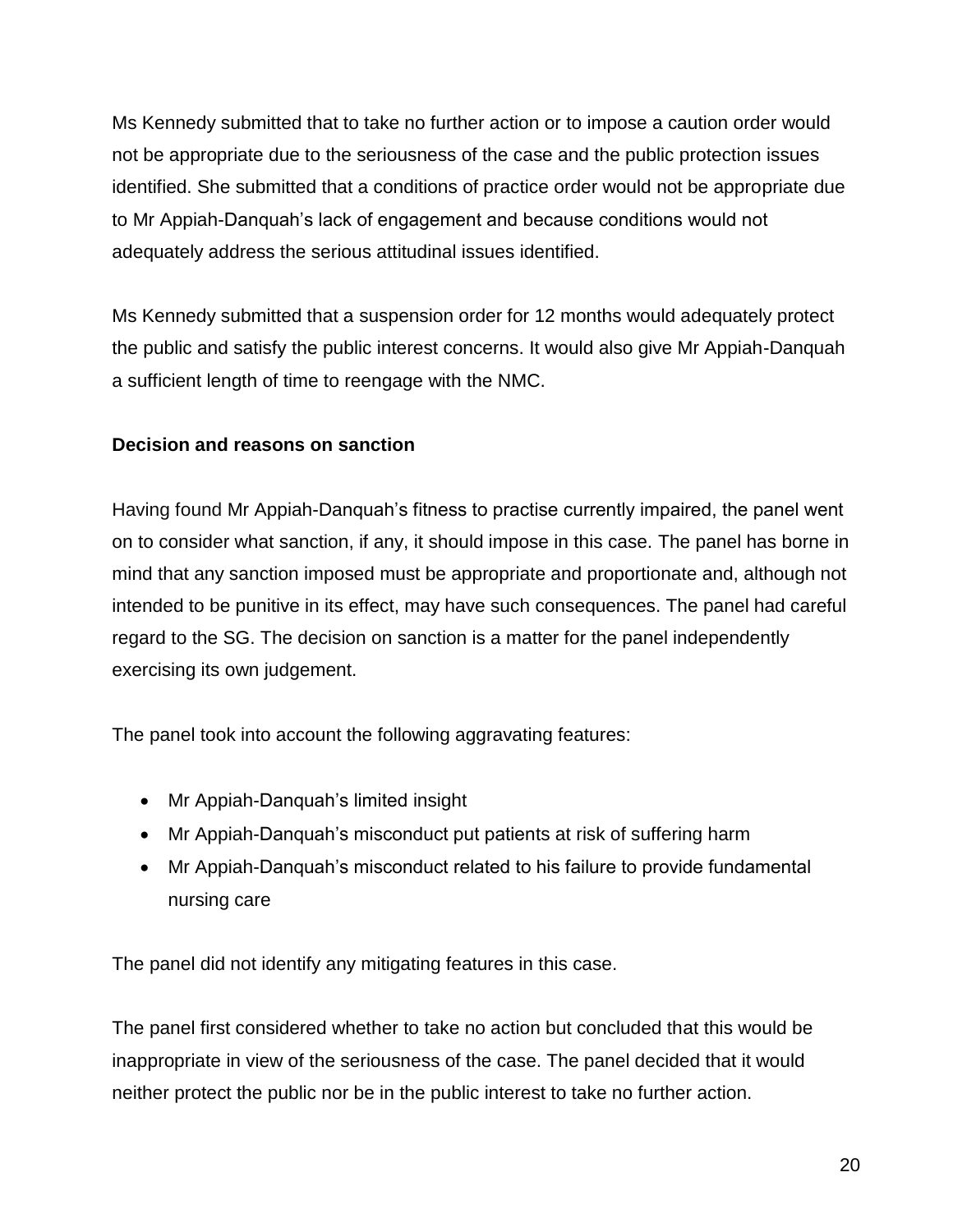Ms Kennedy submitted that to take no further action or to impose a caution order would not be appropriate due to the seriousness of the case and the public protection issues identified. She submitted that a conditions of practice order would not be appropriate due to Mr Appiah-Danquah's lack of engagement and because conditions would not adequately address the serious attitudinal issues identified.

Ms Kennedy submitted that a suspension order for 12 months would adequately protect the public and satisfy the public interest concerns. It would also give Mr Appiah-Danquah a sufficient length of time to reengage with the NMC.

**Decision and reasons on sanction**

Having found Mr Appiah-Danquah's fitness to practise currently impaired, the panel went on to consider what sanction, if any, it should impose in this case. The panel has borne in mind that any sanction imposed must be appropriate and proportionate and, although not intended to be punitive in its effect, may have such consequences. The panel had careful regard to the SG. The decision on sanction is a matter for the panel independently exercising its own judgement.

The panel took into account the following aggravating features:

- Mr Appiah-Danquah's limited insight
- Mr Appiah-Danquah's misconduct put patients at risk of suffering harm
- Mr Appiah-Danquah's misconduct related to his failure to provide fundamental nursing care

The panel did not identify any mitigating features in this case.

The panel first considered whether to take no action but concluded that this would be inappropriate in view of the seriousness of the case. The panel decided that it would neither protect the public nor be in the public interest to take no further action.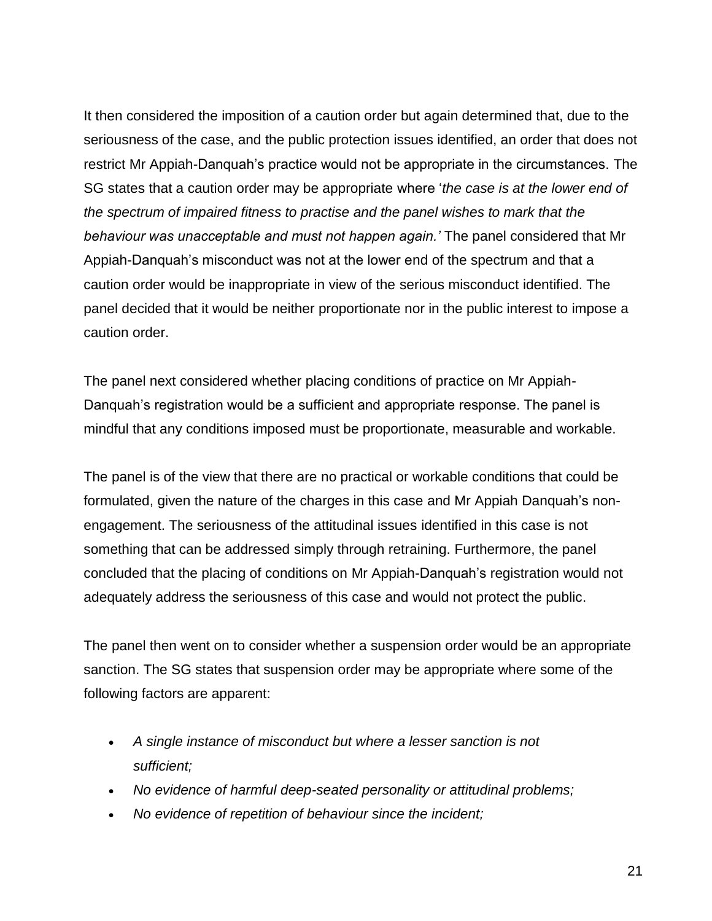It then considered the imposition of a caution order but again determined that, due to the seriousness of the case, and the public protection issues identified, an order that does not restrict Mr Appiah-Danquah's practice would not be appropriate in the circumstances. The SG states that a caution order may be appropriate where '*the case is at the lower end of the spectrum of impaired fitness to practise and the panel wishes to mark that the behaviour was unacceptable and must not happen again.'* The panel considered that Mr Appiah-Danquah's misconduct was not at the lower end of the spectrum and that a caution order would be inappropriate in view of the serious misconduct identified. The panel decided that it would be neither proportionate nor in the public interest to impose a caution order.

The panel next considered whether placing conditions of practice on Mr Appiah-Danquah's registration would be a sufficient and appropriate response. The panel is mindful that any conditions imposed must be proportionate, measurable and workable.

The panel is of the view that there are no practical or workable conditions that could be formulated, given the nature of the charges in this case and Mr Appiah Danquah's non-engagement. The seriousness of the attitudinal issues identified in this case is not something that can be addressed simply through retraining. Furthermore, the panel concluded that the placing of conditions on Mr Appiah-Danquah's registration would not adequately address the seriousness of this case and would not protect the public.

The panel then went on to consider whether a suspension order would be an appropriate sanction. The SG states that suspension order may be appropriate where some of the following factors are apparent:

- *A single instance of misconduct but where a lesser sanction is not sufficient;*
- *No evidence of harmful deep-seated personality or attitudinal problems;*
- *No evidence of repetition of behaviour since the incident;*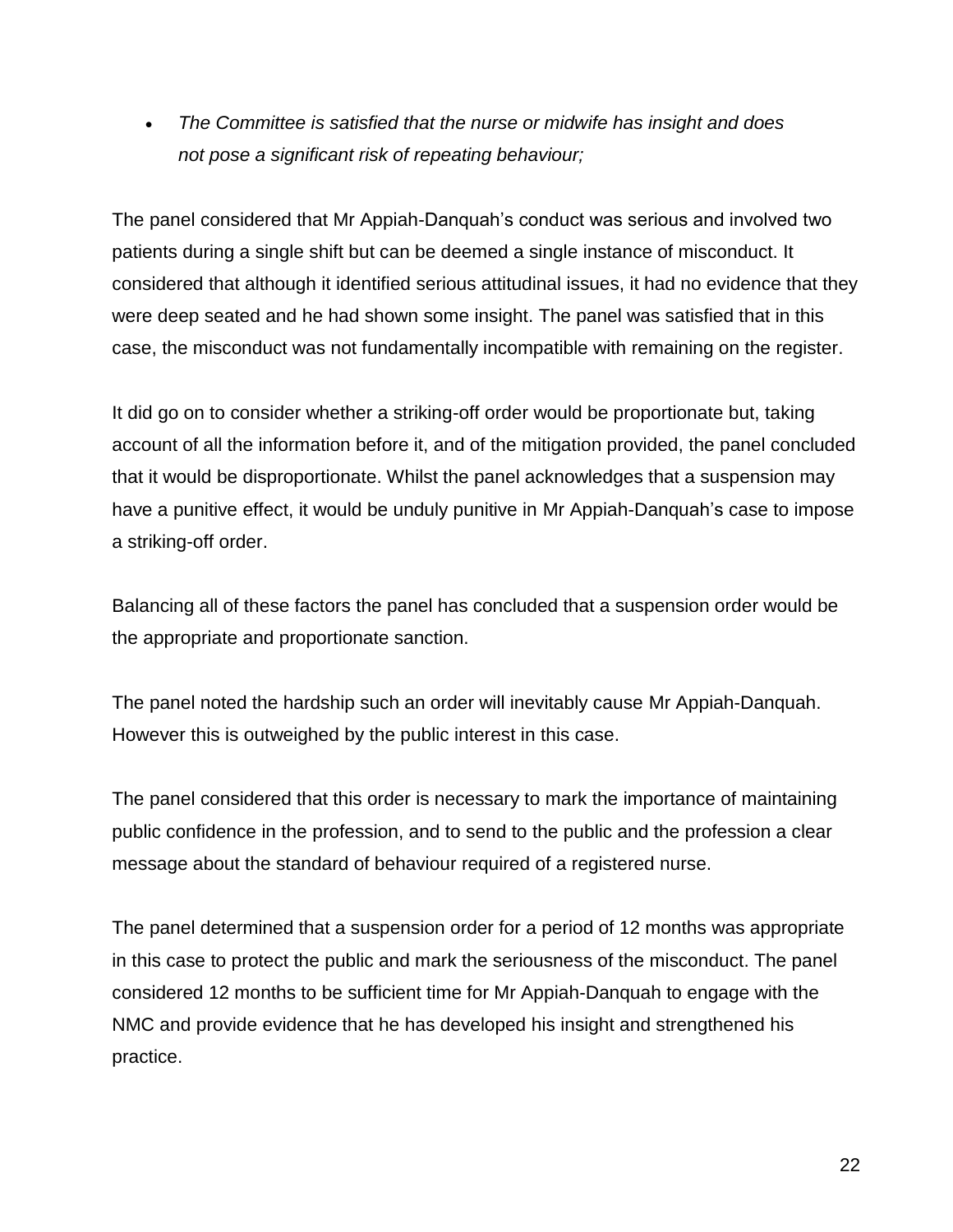- *The Committee is satisfied that the nurse or midwife has insight and does not pose a significant risk of repeating behaviour;*

The panel considered that Mr Appiah-Danquah's conduct was serious and involved two patients during a single shift but can be deemed a single instance of misconduct. It considered that although it identified serious attitudinal issues, it had no evidence that they were deep seated and he had shown some insight. The panel was satisfied that in this case, the misconduct was not fundamentally incompatible with remaining on the register.

It did go on to consider whether a striking-off order would be proportionate but, taking account of all the information before it, and of the mitigation provided, the panel concluded that it would be disproportionate. Whilst the panel acknowledges that a suspension may have a punitive effect, it would be unduly punitive in Mr Appiah-Danquah's case to impose a striking-off order.

Balancing all of these factors the panel has concluded that a suspension order would be the appropriate and proportionate sanction.

The panel noted the hardship such an order will inevitably cause Mr Appiah-Danquah. However this is outweighed by the public interest in this case.

The panel considered that this order is necessary to mark the importance of maintaining public confidence in the profession, and to send to the public and the profession a clear message about the standard of behaviour required of a registered nurse.

The panel determined that a suspension order for a period of 12 months was appropriate in this case to protect the public and mark the seriousness of the misconduct. The panel considered 12 months to be sufficient time for Mr Appiah-Danquah to engage with the NMC and provide evidence that he has developed his insight and strengthened his practice.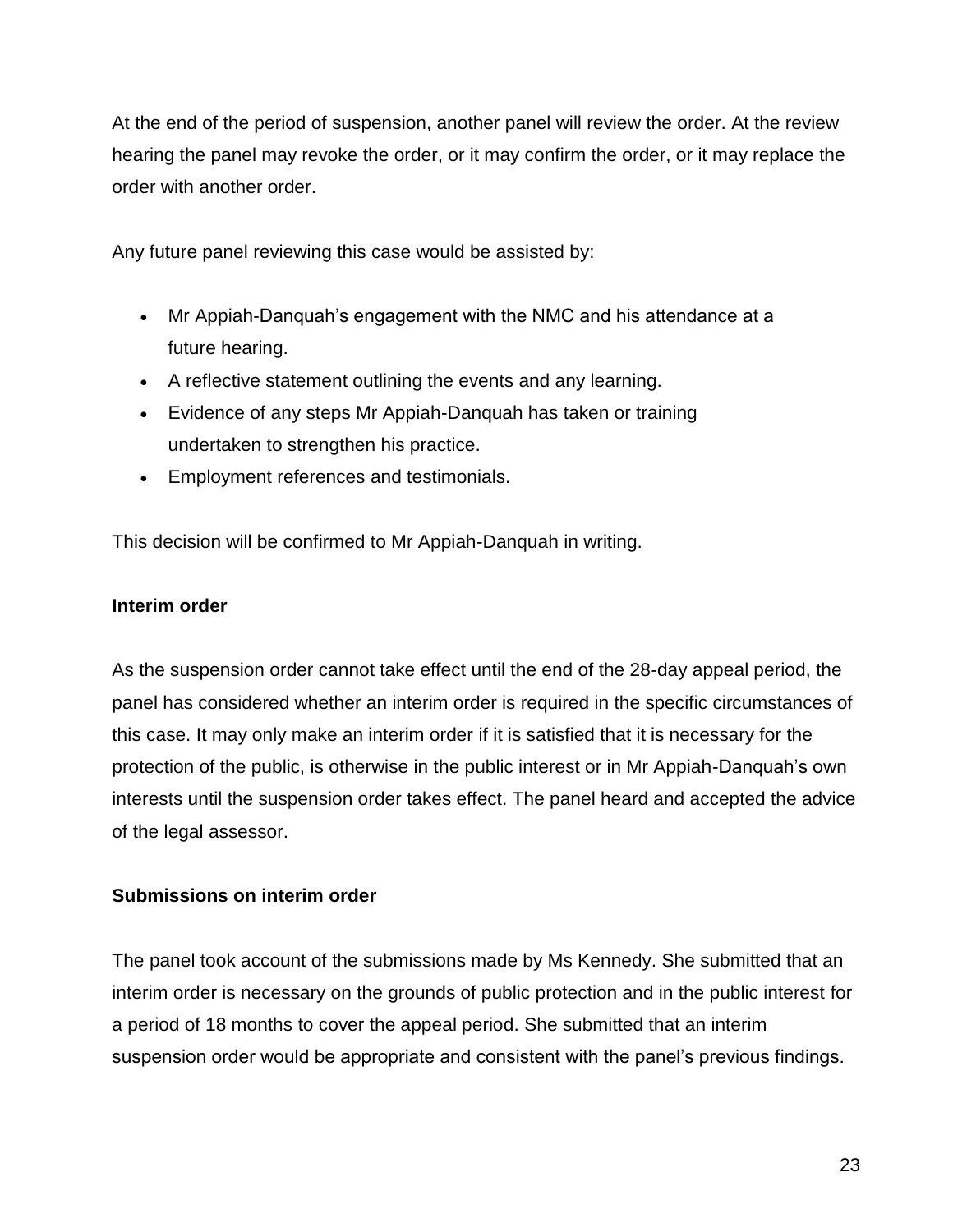At the end of the period of suspension, another panel will review the order. At the review hearing the panel may revoke the order, or it may confirm the order, or it may replace the order with another order.

Any future panel reviewing this case would be assisted by:

- Mr Appiah-Danquah’s engagement with the NMC and his attendance at a future hearing.
- A reflective statement outlining the events and any learning.
- Evidence of any steps Mr Appiah-Danquah has taken or training undertaken to strengthen his practice.
- Employment references and testimonials.

This decision will be confirmed to Mr Appiah-Danquah in writing.

**Interim order**

As the suspension order cannot take effect until the end of the 28-day appeal period, the panel has considered whether an interim order is required in the specific circumstances of this case. It may only make an interim order if it is satisfied that it is necessary for the protection of the public, is otherwise in the public interest or in Mr Appiah-Danquah’s own interests until the suspension order takes effect. The panel heard and accepted the advice of the legal assessor.

**Submissions on interim order**

The panel took account of the submissions made by Ms Kennedy. She submitted that an interim order is necessary on the grounds of public protection and in the public interest for a period of 18 months to cover the appeal period. She submitted that an interim suspension order would be appropriate and consistent with the panel’s previous findings.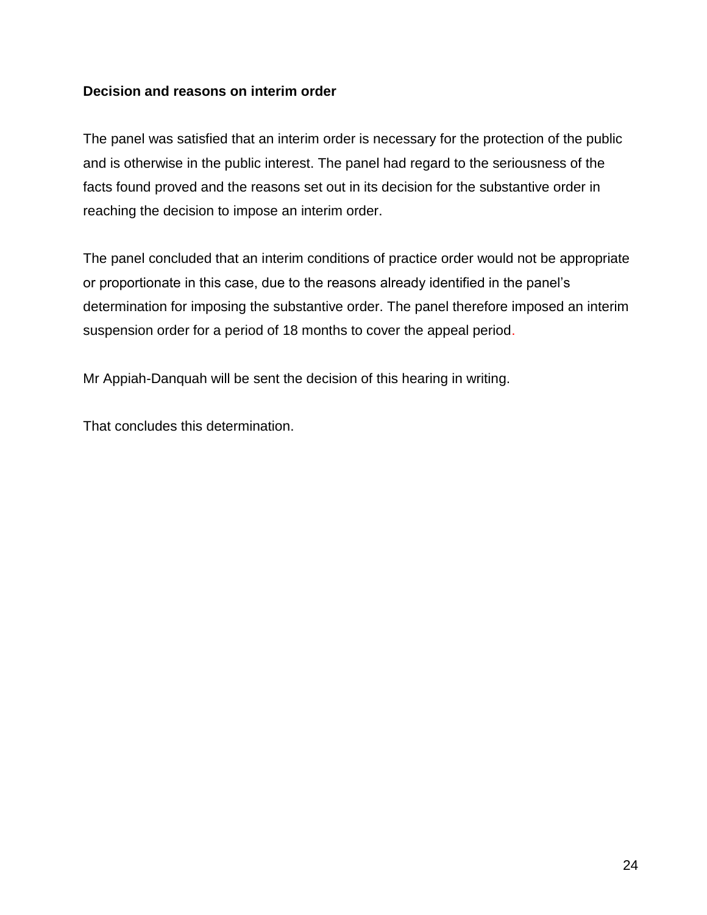**Decision and reasons on interim order**

The panel was satisfied that an interim order is necessary for the protection of the public and is otherwise in the public interest. The panel had regard to the seriousness of the facts found proved and the reasons set out in its decision for the substantive order in reaching the decision to impose an interim order.

The panel concluded that an interim conditions of practice order would not be appropriate or proportionate in this case, due to the reasons already identified in the panel's determination for imposing the substantive order. The panel therefore imposed an interim suspension order for a period of 18 months to cover the appeal period.

Mr Appiah-Danquah will be sent the decision of this hearing in writing.

That concludes this determination.